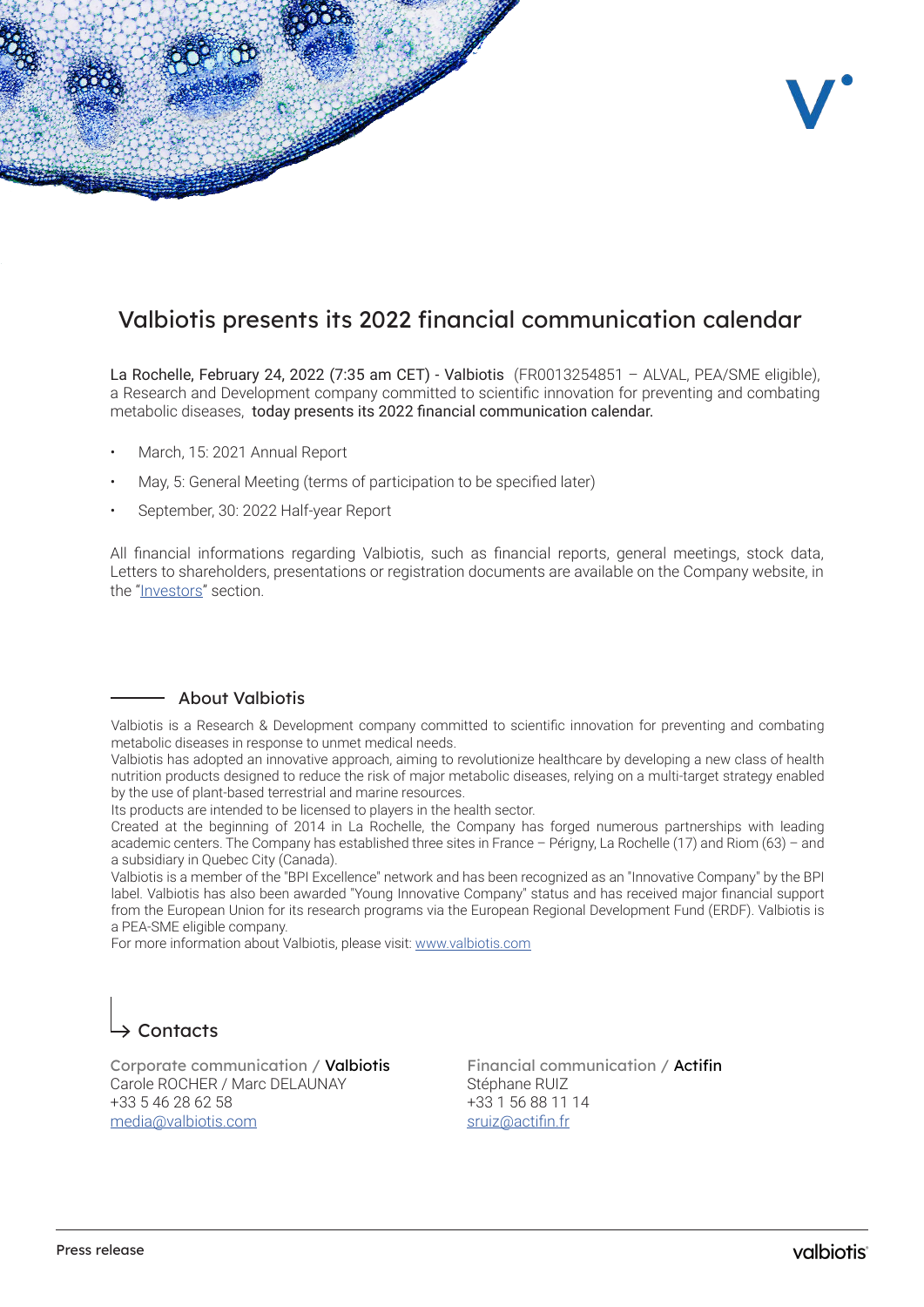# Valbiotis presents its 2022 financial communication calendar

La Rochelle, February 24, 2022 (7:35 am CET) - Valbiotis (FR0013254851 – ALVAL, PEA/SME eligible), a Research and Development company committed to scientific innovation for preventing and combating metabolic diseases, today presents its 2022 financial communication calendar.

- March, 15: 2021 Annual Report
- May, 5: General Meeting (terms of participation to be specified later)
- September, 30: 2022 Half-year Report

All financial informations regarding Valbiotis, such as financial reports, general meetings, stock data, Letters to shareholders, presentations or registration documents are available on the Company website, in the "Investors" section.

## About Valbiotis

Valbiotis is a Research & Development company committed to scientific innovation for preventing and combating metabolic diseases in response to unmet medical needs.
Valbiotis has adopted an innovative approach, aiming to revolutionize healthcare by developing a new class of health nutrition products designed to reduce the risk of major metabolic diseases, relying on a multi-target strategy enabled by the use of plant-based terrestrial and marine resources.
Its products are intended to be licensed to players in the health sector.
Created at the beginning of 2014 in La Rochelle, the Company has forged numerous partnerships with leading academic centers. The Company has established three sites in France – Périgny, La Rochelle (17) and Riom (63) – and a subsidiary in Quebec City (Canada).
Valbiotis is a member of the "BPI Excellence" network and has been recognized as an "Innovative Company" by the BPI label. Valbiotis has also been awarded "Young Innovative Company" status and has received major financial support from the European Union for its research programs via the European Regional Development Fund (ERDF). Valbiotis is a PEA-SME eligible company.
For more information about Valbiotis, please visit: www.valbiotis.com

## Contacts

Corporate communication / **Valbiotis**
Carole ROCHER / Marc DELAUNAY
+33 5 46 28 62 58
media@valbiotis.com

Financial communication / **Actifin**
Stéphane RUIZ
+33 1 56 88 11 14
sruiz@actifin.fr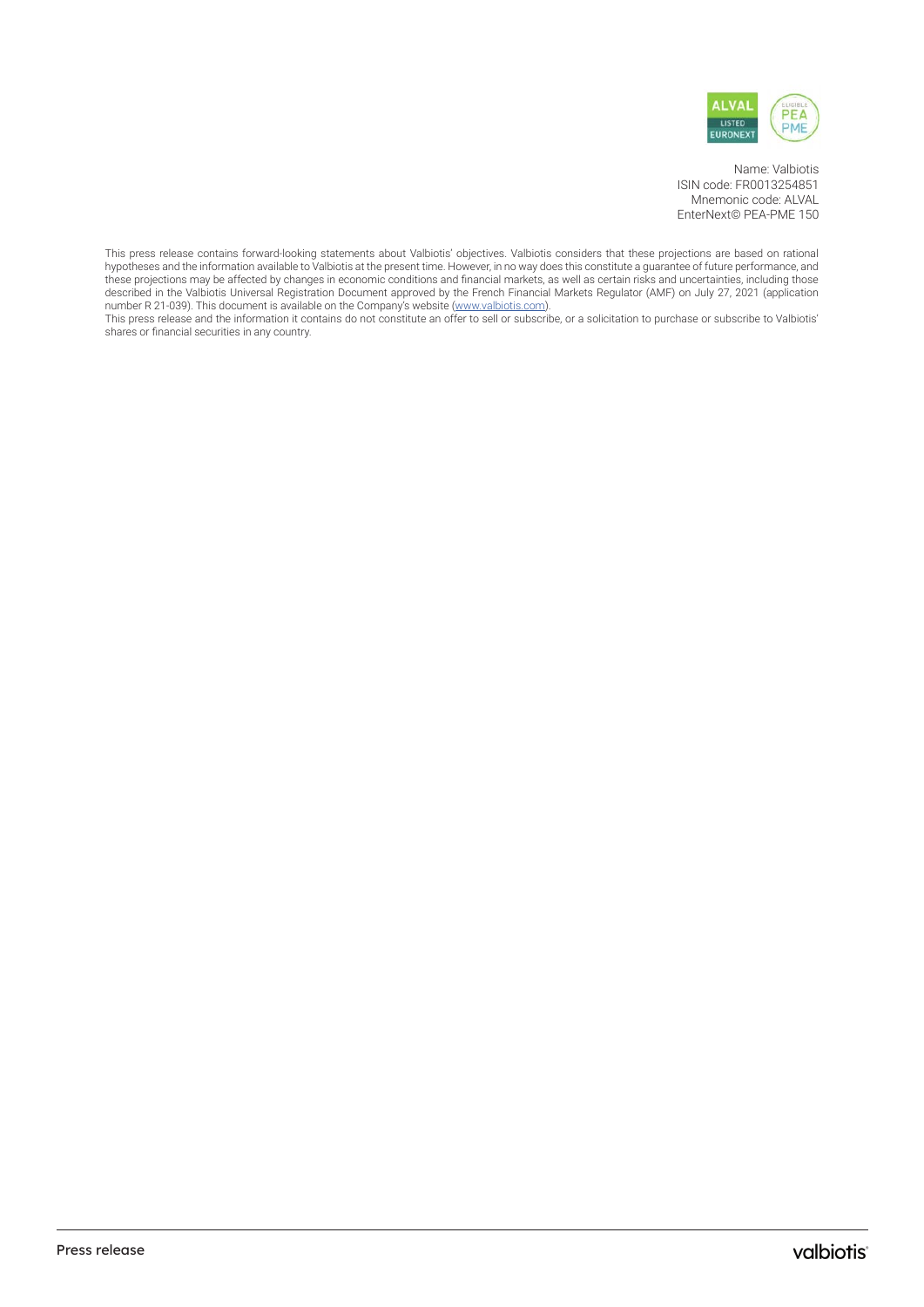Name: Valbiotis
ISIN code: FR0013254851
Mnemonic code: ALVAL
EnterNext© PEA-PME 150

This press release contains forward-looking statements about Valbiotis' objectives. Valbiotis considers that these projections are based on rational hypotheses and the information available to Valbiotis at the present time. However, in no way does this constitute a guarantee of future performance, and these projections may be affected by changes in economic conditions and financial markets, as well as certain risks and uncertainties, including those described in the Valbiotis Universal Registration Document approved by the French Financial Markets Regulator (AMF) on July 27, 2021 (application number R 21-039). This document is available on the Company's website ([www.valbiotis.com](www.valbiotis.com)).

This press release and the information it contains do not constitute an offer to sell or subscribe, or a solicitation to purchase or subscribe to Valbiotis' shares or financial securities in any country.